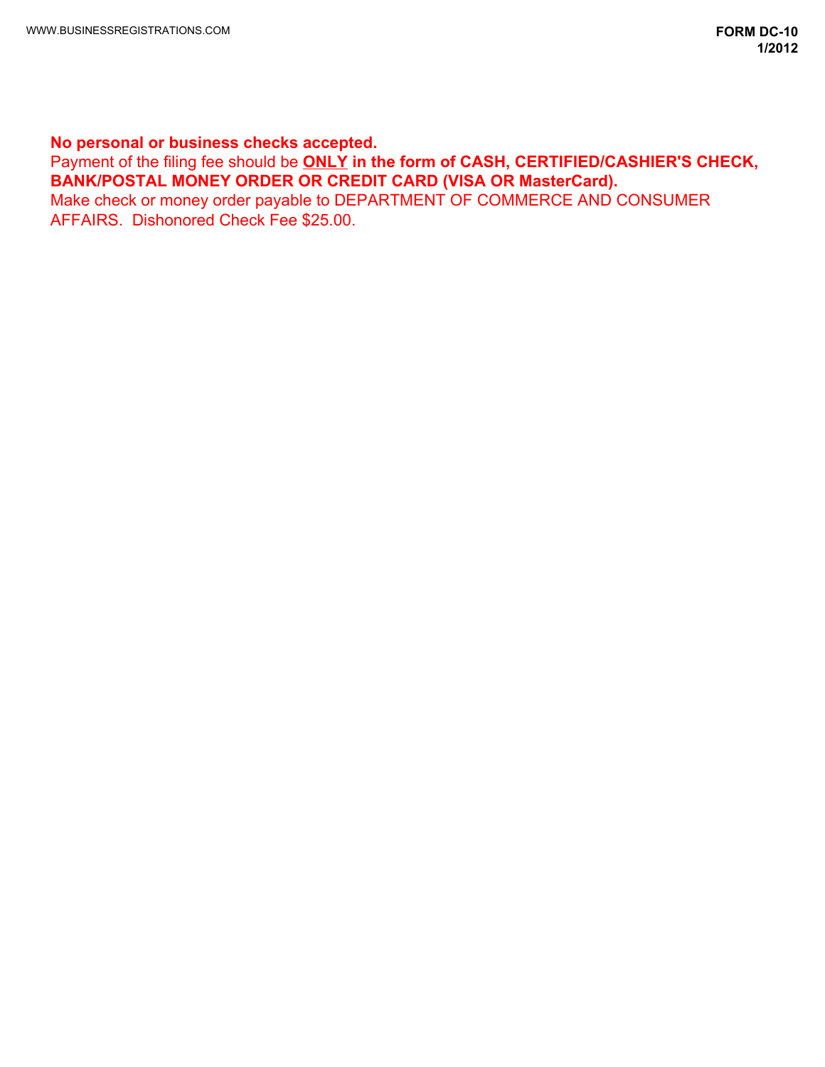**No personal or business checks accepted.**
Payment of the filing fee should be **ONLY in the form of CASH, CERTIFIED/CASHIER'S CHECK, BANK/POSTAL MONEY ORDER OR CREDIT CARD (VISA OR MasterCard).**
Make check or money order payable to DEPARTMENT OF COMMERCE AND CONSUMER AFFAIRS. Dishonored Check Fee $25.00.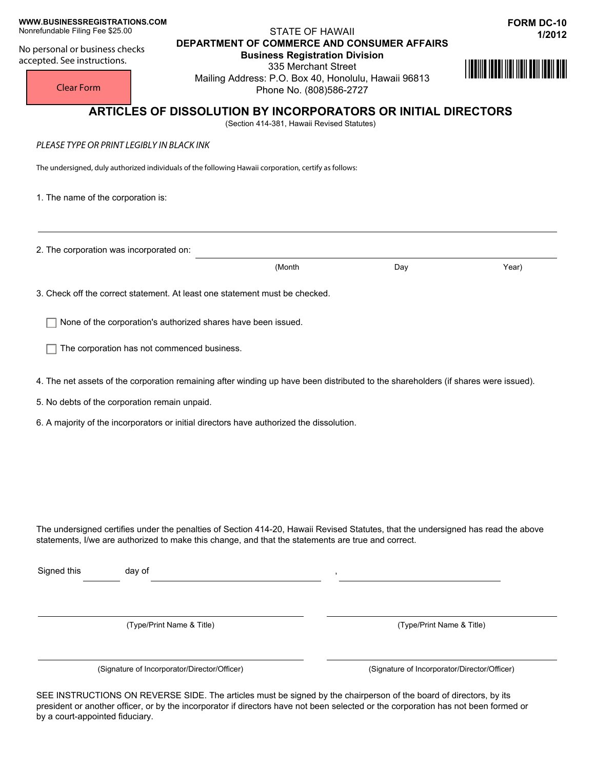**WWW.BUSINESSREGISTRATIONS.COM**
Nonrefundable Filing Fee $25.00

No personal or business checks accepted. See instructions.

Clear Form

STATE OF HAWAII
**DEPARTMENT OF COMMERCE AND CONSUMER AFFAIRS**
**Business Registration Division**
335 Merchant Street
Mailing Address: P.O. Box 40, Honolulu, Hawaii 96813
Phone No. (808)586-2727

**FORM DC-10**
**1/2012**

# ARTICLES OF DISSOLUTION BY INCORPORATORS OR INITIAL DIRECTORS

(Section 414-381, Hawaii Revised Statutes)

*PLEASE TYPE OR PRINT LEGIBLY IN BLACK INK*

The undersigned, duly authorized individuals of the following Hawaii corporation, certify as follows:

1. The name of the corporation is:

_______________________________________________

2. The corporation was incorporated on: _______________________________
   (Month Day Year)

3. Check off the correct statement. At least one statement must be checked.

   ☐ None of the corporation's authorized shares have been issued.

   ☐ The corporation has not commenced business.

4. The net assets of the corporation remaining after winding up have been distributed to the shareholders (if shares were issued).

5. No debts of the corporation remain unpaid.

6. A majority of the incorporators or initial directors have authorized the dissolution.

The undersigned certifies under the penalties of Section 414-20, Hawaii Revised Statutes, that the undersigned has read the above statements, I/we are authorized to make this change, and that the statements are true and correct.

Signed this ________ day of ______________________, ______________________

| | |
|---|---|
| (Type/Print Name & Title) | (Type/Print Name & Title) |
| (Signature of Incorporator/Director/Officer) | (Signature of Incorporator/Director/Officer) |

SEE INSTRUCTIONS ON REVERSE SIDE. The articles must be signed by the chairperson of the board of directors, by its president or another officer, or by the incorporator if directors have not been selected or the corporation has not been formed or by a court-appointed fiduciary.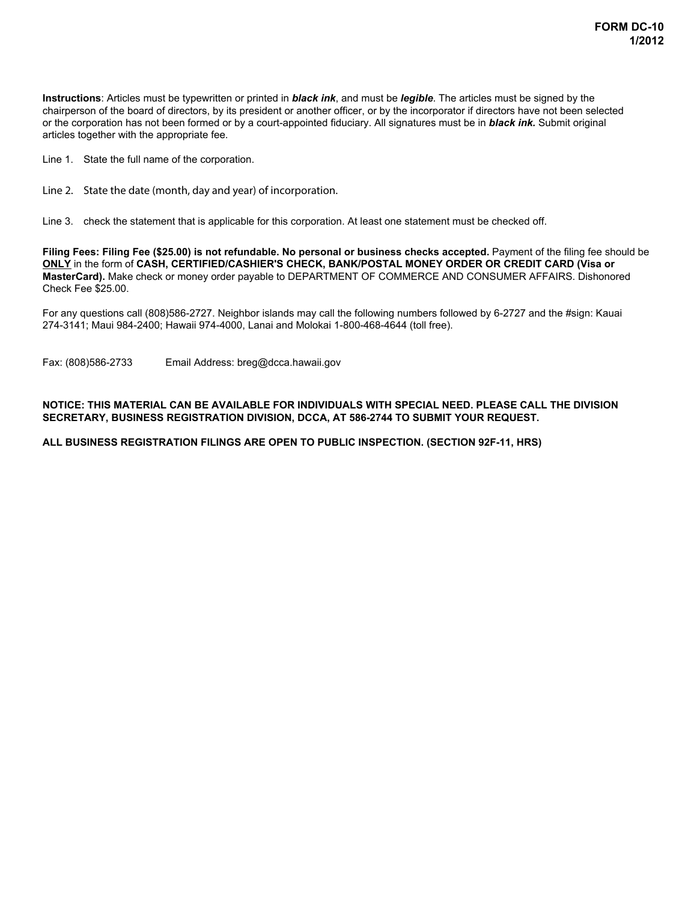**FORM DC-10**
**1/2012**

**Instructions**: Articles must be typewritten or printed in ***black ink***, and must be ***legible***. The articles must be signed by the chairperson of the board of directors, by its president or another officer, or by the incorporator if directors have not been selected or the corporation has not been formed or by a court-appointed fiduciary. All signatures must be in ***black ink.*** Submit original articles together with the appropriate fee.

Line 1. State the full name of the corporation.

Line 2. State the date (month, day and year) of incorporation.

Line 3. check the statement that is applicable for this corporation. At least one statement must be checked off.

**Filing Fees: Filing Fee ($25.00) is not refundable. No personal or business checks accepted.** Payment of the filing fee should be **ONLY** in the form of **CASH, CERTIFIED/CASHIER'S CHECK, BANK/POSTAL MONEY ORDER OR CREDIT CARD (Visa or MasterCard).** Make check or money order payable to DEPARTMENT OF COMMERCE AND CONSUMER AFFAIRS. Dishonored Check Fee $25.00.

For any questions call (808)586-2727. Neighbor islands may call the following numbers followed by 6-2727 and the #sign: Kauai 274-3141; Maui 984-2400; Hawaii 974-4000, Lanai and Molokai 1-800-468-4644 (toll free).

Fax: (808)586-2733 Email Address: breg@dcca.hawaii.gov

**NOTICE: THIS MATERIAL CAN BE AVAILABLE FOR INDIVIDUALS WITH SPECIAL NEED. PLEASE CALL THE DIVISION SECRETARY, BUSINESS REGISTRATION DIVISION, DCCA, AT 586-2744 TO SUBMIT YOUR REQUEST.**

**ALL BUSINESS REGISTRATION FILINGS ARE OPEN TO PUBLIC INSPECTION. (SECTION 92F-11, HRS)**